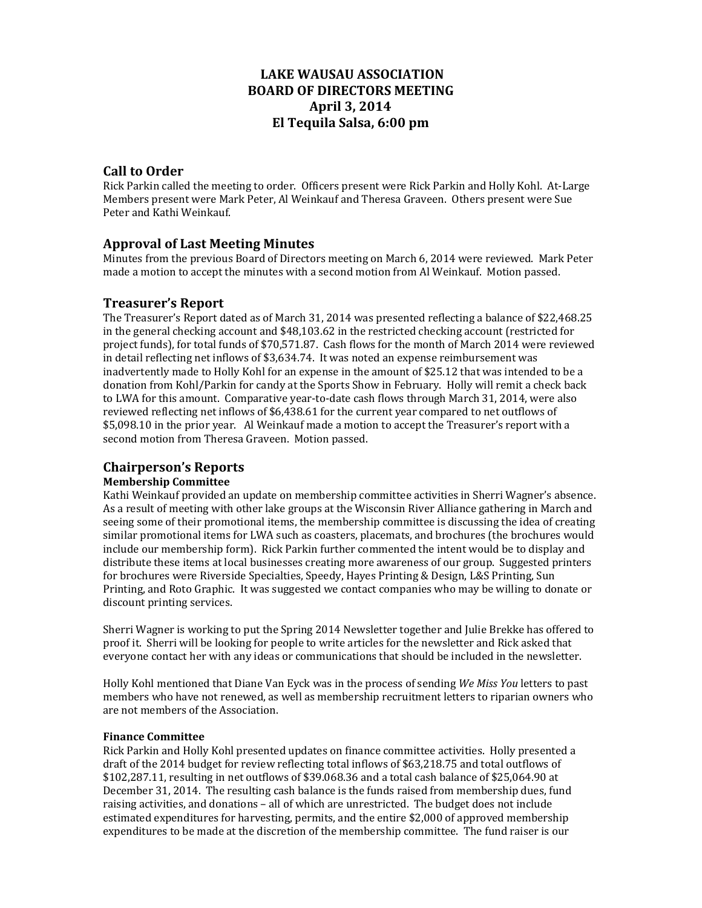# LAKE WAUSAU ASSOCIATION
# BOARD OF DIRECTORS MEETING
# April 3, 2014
# El Tequila Salsa, 6:00 pm

## Call to Order

Rick Parkin called the meeting to order. Officers present were Rick Parkin and Holly Kohl. At-Large Members present were Mark Peter, Al Weinkauf and Theresa Graveen. Others present were Sue Peter and Kathi Weinkauf.

## Approval of Last Meeting Minutes

Minutes from the previous Board of Directors meeting on March 6, 2014 were reviewed. Mark Peter made a motion to accept the minutes with a second motion from Al Weinkauf. Motion passed.

## Treasurer's Report

The Treasurer's Report dated as of March 31, 2014 was presented reflecting a balance of $22,468.25 in the general checking account and $48,103.62 in the restricted checking account (restricted for project funds), for total funds of $70,571.87. Cash flows for the month of March 2014 were reviewed in detail reflecting net inflows of $3,634.74. It was noted an expense reimbursement was inadvertently made to Holly Kohl for an expense in the amount of $25.12 that was intended to be a donation from Kohl/Parkin for candy at the Sports Show in February. Holly will remit a check back to LWA for this amount. Comparative year-to-date cash flows through March 31, 2014, were also reviewed reflecting net inflows of $6,438.61 for the current year compared to net outflows of $5,098.10 in the prior year. Al Weinkauf made a motion to accept the Treasurer's report with a second motion from Theresa Graveen. Motion passed.

## Chairperson's Reports

### Membership Committee

Kathi Weinkauf provided an update on membership committee activities in Sherri Wagner's absence. As a result of meeting with other lake groups at the Wisconsin River Alliance gathering in March and seeing some of their promotional items, the membership committee is discussing the idea of creating similar promotional items for LWA such as coasters, placemats, and brochures (the brochures would include our membership form). Rick Parkin further commented the intent would be to display and distribute these items at local businesses creating more awareness of our group. Suggested printers for brochures were Riverside Specialties, Speedy, Hayes Printing & Design, L&S Printing, Sun Printing, and Roto Graphic. It was suggested we contact companies who may be willing to donate or discount printing services.

Sherri Wagner is working to put the Spring 2014 Newsletter together and Julie Brekke has offered to proof it. Sherri will be looking for people to write articles for the newsletter and Rick asked that everyone contact her with any ideas or communications that should be included in the newsletter.

Holly Kohl mentioned that Diane Van Eyck was in the process of sending *We Miss You* letters to past members who have not renewed, as well as membership recruitment letters to riparian owners who are not members of the Association.

### Finance Committee

Rick Parkin and Holly Kohl presented updates on finance committee activities. Holly presented a draft of the 2014 budget for review reflecting total inflows of $63,218.75 and total outflows of $102,287.11, resulting in net outflows of $39.068.36 and a total cash balance of $25,064.90 at December 31, 2014. The resulting cash balance is the funds raised from membership dues, fund raising activities, and donations – all of which are unrestricted. The budget does not include estimated expenditures for harvesting, permits, and the entire $2,000 of approved membership expenditures to be made at the discretion of the membership committee. The fund raiser is our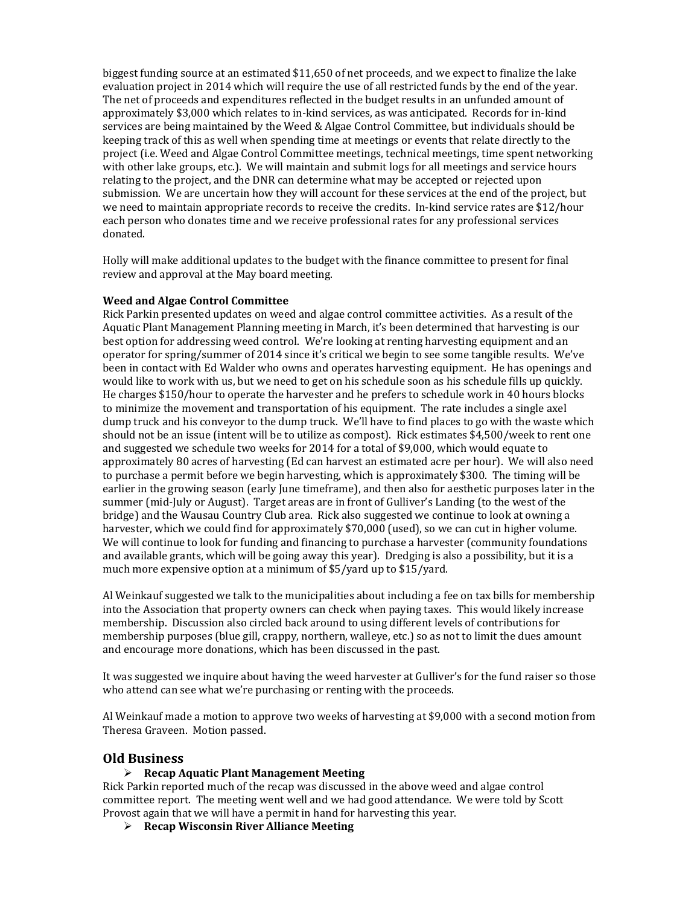biggest funding source at an estimated $11,650 of net proceeds, and we expect to finalize the lake evaluation project in 2014 which will require the use of all restricted funds by the end of the year. The net of proceeds and expenditures reflected in the budget results in an unfunded amount of approximately $3,000 which relates to in-kind services, as was anticipated. Records for in-kind services are being maintained by the Weed & Algae Control Committee, but individuals should be keeping track of this as well when spending time at meetings or events that relate directly to the project (i.e. Weed and Algae Control Committee meetings, technical meetings, time spent networking with other lake groups, etc.). We will maintain and submit logs for all meetings and service hours relating to the project, and the DNR can determine what may be accepted or rejected upon submission. We are uncertain how they will account for these services at the end of the project, but we need to maintain appropriate records to receive the credits. In-kind service rates are $12/hour each person who donates time and we receive professional rates for any professional services donated.

Holly will make additional updates to the budget with the finance committee to present for final review and approval at the May board meeting.

**Weed and Algae Control Committee**

Rick Parkin presented updates on weed and algae control committee activities. As a result of the Aquatic Plant Management Planning meeting in March, it's been determined that harvesting is our best option for addressing weed control. We're looking at renting harvesting equipment and an operator for spring/summer of 2014 since it's critical we begin to see some tangible results. We've been in contact with Ed Walder who owns and operates harvesting equipment. He has openings and would like to work with us, but we need to get on his schedule soon as his schedule fills up quickly. He charges $150/hour to operate the harvester and he prefers to schedule work in 40 hours blocks to minimize the movement and transportation of his equipment. The rate includes a single axel dump truck and his conveyor to the dump truck. We'll have to find places to go with the waste which should not be an issue (intent will be to utilize as compost). Rick estimates $4,500/week to rent one and suggested we schedule two weeks for 2014 for a total of $9,000, which would equate to approximately 80 acres of harvesting (Ed can harvest an estimated acre per hour). We will also need to purchase a permit before we begin harvesting, which is approximately $300. The timing will be earlier in the growing season (early June timeframe), and then also for aesthetic purposes later in the summer (mid-July or August). Target areas are in front of Gulliver's Landing (to the west of the bridge) and the Wausau Country Club area. Rick also suggested we continue to look at owning a harvester, which we could find for approximately $70,000 (used), so we can cut in higher volume. We will continue to look for funding and financing to purchase a harvester (community foundations and available grants, which will be going away this year). Dredging is also a possibility, but it is a much more expensive option at a minimum of $5/yard up to $15/yard.

Al Weinkauf suggested we talk to the municipalities about including a fee on tax bills for membership into the Association that property owners can check when paying taxes. This would likely increase membership. Discussion also circled back around to using different levels of contributions for membership purposes (blue gill, crappy, northern, walleye, etc.) so as not to limit the dues amount and encourage more donations, which has been discussed in the past.

It was suggested we inquire about having the weed harvester at Gulliver's for the fund raiser so those who attend can see what we're purchasing or renting with the proceeds.

Al Weinkauf made a motion to approve two weeks of harvesting at $9,000 with a second motion from Theresa Graveen. Motion passed.

## Old Business

- **Recap Aquatic Plant Management Meeting**

Rick Parkin reported much of the recap was discussed in the above weed and algae control committee report. The meeting went well and we had good attendance. We were told by Scott Provost again that we will have a permit in hand for harvesting this year.

- **Recap Wisconsin River Alliance Meeting**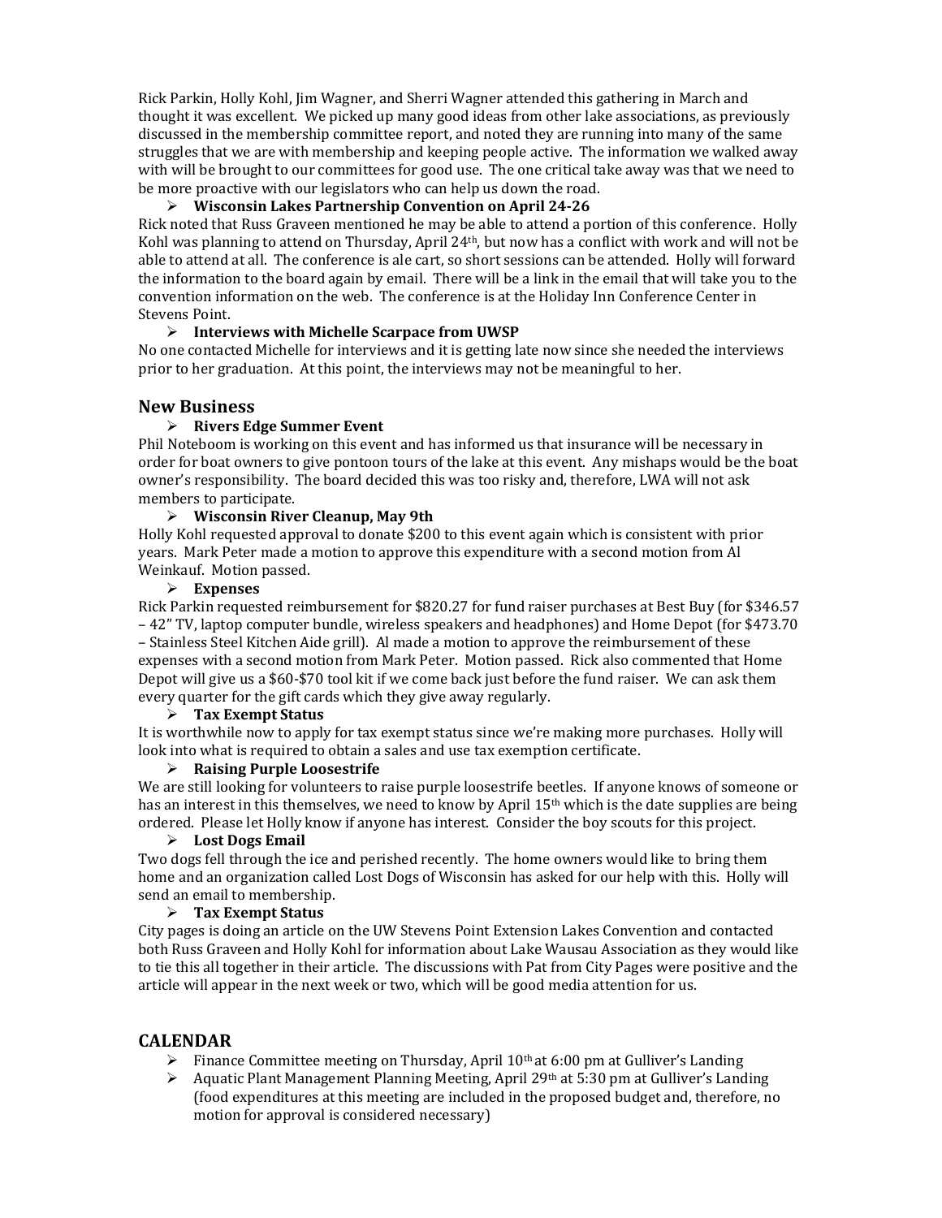Rick Parkin, Holly Kohl, Jim Wagner, and Sherri Wagner attended this gathering in March and thought it was excellent. We picked up many good ideas from other lake associations, as previously discussed in the membership committee report, and noted they are running into many of the same struggles that we are with membership and keeping people active. The information we walked away with will be brought to our committees for good use. The one critical take away was that we need to be more proactive with our legislators who can help us down the road.

- **Wisconsin Lakes Partnership Convention on April 24-26**

Rick noted that Russ Graveen mentioned he may be able to attend a portion of this conference. Holly Kohl was planning to attend on Thursday, April 24th, but now has a conflict with work and will not be able to attend at all. The conference is ale cart, so short sessions can be attended. Holly will forward the information to the board again by email. There will be a link in the email that will take you to the convention information on the web. The conference is at the Holiday Inn Conference Center in Stevens Point.

- **Interviews with Michelle Scarpace from UWSP**

No one contacted Michelle for interviews and it is getting late now since she needed the interviews prior to her graduation. At this point, the interviews may not be meaningful to her.

## New Business

- **Rivers Edge Summer Event**

Phil Noteboom is working on this event and has informed us that insurance will be necessary in order for boat owners to give pontoon tours of the lake at this event. Any mishaps would be the boat owner's responsibility. The board decided this was too risky and, therefore, LWA will not ask members to participate.

- **Wisconsin River Cleanup, May 9th**

Holly Kohl requested approval to donate $200 to this event again which is consistent with prior years. Mark Peter made a motion to approve this expenditure with a second motion from Al Weinkauf. Motion passed.

- **Expenses**

Rick Parkin requested reimbursement for $820.27 for fund raiser purchases at Best Buy (for $346.57 – 42" TV, laptop computer bundle, wireless speakers and headphones) and Home Depot (for $473.70 – Stainless Steel Kitchen Aide grill). Al made a motion to approve the reimbursement of these expenses with a second motion from Mark Peter. Motion passed. Rick also commented that Home Depot will give us a $60-$70 tool kit if we come back just before the fund raiser. We can ask them every quarter for the gift cards which they give away regularly.

- **Tax Exempt Status**

It is worthwhile now to apply for tax exempt status since we're making more purchases. Holly will look into what is required to obtain a sales and use tax exemption certificate.

- **Raising Purple Loosestrife**

We are still looking for volunteers to raise purple loosestrife beetles. If anyone knows of someone or has an interest in this themselves, we need to know by April 15th which is the date supplies are being ordered. Please let Holly know if anyone has interest. Consider the boy scouts for this project.

- **Lost Dogs Email**

Two dogs fell through the ice and perished recently. The home owners would like to bring them home and an organization called Lost Dogs of Wisconsin has asked for our help with this. Holly will send an email to membership.

- **Tax Exempt Status**

City pages is doing an article on the UW Stevens Point Extension Lakes Convention and contacted both Russ Graveen and Holly Kohl for information about Lake Wausau Association as they would like to tie this all together in their article. The discussions with Pat from City Pages were positive and the article will appear in the next week or two, which will be good media attention for us.

## CALENDAR

- Finance Committee meeting on Thursday, April 10th at 6:00 pm at Gulliver's Landing
- Aquatic Plant Management Planning Meeting, April 29th at 5:30 pm at Gulliver's Landing (food expenditures at this meeting are included in the proposed budget and, therefore, no motion for approval is considered necessary)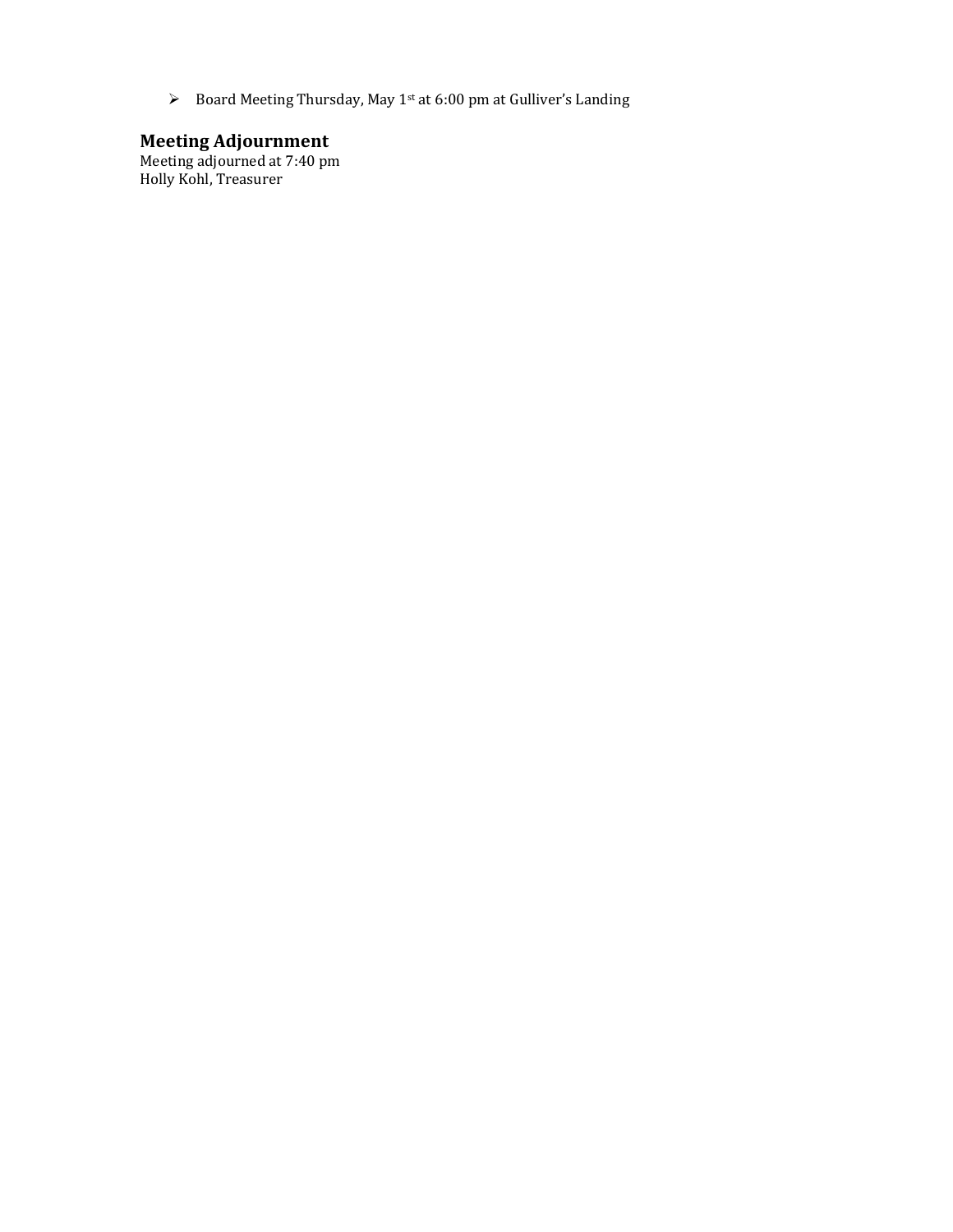- Board Meeting Thursday, May 1st at 6:00 pm at Gulliver's Landing

## Meeting Adjournment

Meeting adjourned at 7:40 pm
Holly Kohl, Treasurer